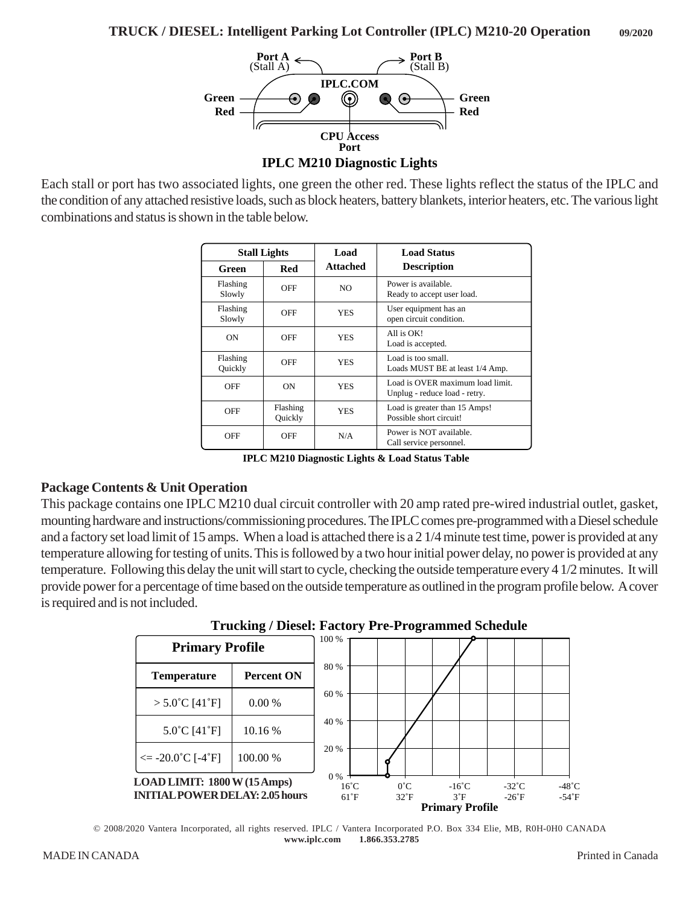# TRUCK / DIESEL: Intelligent Parking Lot Controller (IPLC) M210-20 Operation

09/2020

**IPLC M210 Diagnostic Lights**

Each stall or port has two associated lights, one green the other red. These lights reflect the status of the IPLC and the condition of any attached resistive loads, such as block heaters, battery blankets, interior heaters, etc. The various light combinations and status is shown in the table below.

| Stall Lights | | Load Attached | Load Status Description |
|---|---|---|---|
| **Green** | **Red** | | |
| Flashing Slowly | OFF | NO | Power is available. Ready to accept user load. |
| Flashing Slowly | OFF | YES | User equipment has an open circuit condition. |
| ON | OFF | YES | All is OK! Load is accepted. |
| Flashing Quickly | OFF | YES | Load is too small. Loads MUST BE at least 1/4 Amp. |
| OFF | ON | YES | Load is OVER maximum load limit. Unplug - reduce load - retry. |
| OFF | Flashing Quickly | YES | Load is greater than 15 Amps! Possible short circuit! |
| OFF | OFF | N/A | Power is NOT available. Call service personnel. |

**IPLC M210 Diagnostic Lights & Load Status Table**

## Package Contents & Unit Operation

This package contains one IPLC M210 dual circuit controller with 20 amp rated pre-wired industrial outlet, gasket, mounting hardware and instructions/commissioning procedures. The IPLC comes pre-programmed with a Diesel schedule and a factory set load limit of 15 amps. When a load is attached there is a 2 1/4 minute test time, power is provided at any temperature allowing for testing of units. This is followed by a two hour initial power delay, no power is provided at any temperature. Following this delay the unit will start to cycle, checking the outside temperature every 4 1/2 minutes. It will provide power for a percentage of time based on the outside temperature as outlined in the program profile below. A cover is required and is not included.

**Trucking / Diesel: Factory Pre-Programmed Schedule**

| Primary Profile | |
|---|---|
| **Temperature** | **Percent ON** |
| > 5.0˚C [41˚F] | 0.00 % |
| 5.0˚C [41˚F] | 10.16 % |
| <= -20.0˚C [-4˚F] | 100.00 % |

**LOAD LIMIT: 1800 W (15 Amps)**
**INITIAL POWER DELAY: 2.05 hours**

**Primary Profile**

© 2008/2020 Vantera Incorporated, all rights reserved. IPLC / Vantera Incorporated P.O. Box 334 Elie, MB, R0H-0H0 CANADA
**www.iplc.com 1.866.353.2785**

MADE IN CANADA

Printed in Canada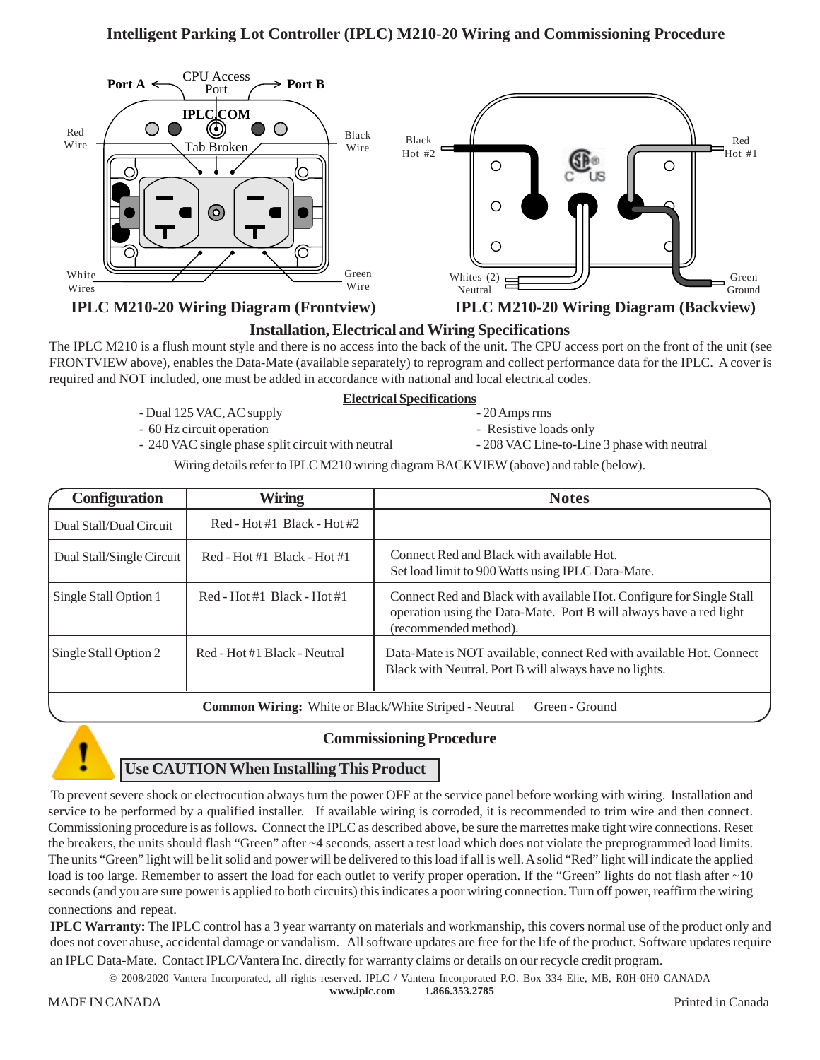# Intelligent Parking Lot Controller (IPLC) M210-20 Wiring and Commissioning Procedure

Port A

CPU Access Port

Port B

IPLC COM

Red Wire

Tab Broken

Black Wire

White Wires

Green Wire

Black Hot #2

Red Hot #1

Whites (2) Neutral

Green Ground

**IPLC M210-20 Wiring Diagram (Frontview)**

**IPLC M210-20 Wiring Diagram (Backview)**

## Installation, Electrical and Wiring Specifications

The IPLC M210 is a flush mount style and there is no access into the back of the unit. The CPU access port on the front of the unit (see FRONTVIEW above), enables the Data-Mate (available separately) to reprogram and collect performance data for the IPLC. A cover is required and NOT included, one must be added in accordance with national and local electrical codes.

**Electrical Specifications**

- Dual 125 VAC, AC supply
- 60 Hz circuit operation
- 240 VAC single phase split circuit with neutral
- 20 Amps rms
- Resistive loads only
- 208 VAC Line-to-Line 3 phase with neutral

Wiring details refer to IPLC M210 wiring diagram BACKVIEW (above) and table (below).

| Configuration | Wiring | Notes |
|---|---|---|
| Dual Stall/Dual Circuit | Red - Hot #1 Black - Hot #2 | |
| Dual Stall/Single Circuit | Red - Hot #1 Black - Hot #1 | Connect Red and Black with available Hot. Set load limit to 900 Watts using IPLC Data-Mate. |
| Single Stall Option 1 | Red - Hot #1 Black - Hot #1 | Connect Red and Black with available Hot. Configure for Single Stall operation using the Data-Mate. Port B will always have a red light (recommended method). |
| Single Stall Option 2 | Red - Hot #1 Black - Neutral | Data-Mate is NOT available, connect Red with available Hot. Connect Black with Neutral. Port B will always have no lights. |
| **Common Wiring:** White or Black/White Striped - Neutral Green - Ground | | |

## Commissioning Procedure

**Use CAUTION When Installing This Product**

To prevent severe shock or electrocution always turn the power OFF at the service panel before working with wiring. Installation and service to be performed by a qualified installer. If available wiring is corroded, it is recommended to trim wire and then connect. Commissioning procedure is as follows. Connect the IPLC as described above, be sure the marrettes make tight wire connections. Reset the breakers, the units should flash "Green" after ~4 seconds, assert a test load which does not violate the preprogrammed load limits. The units "Green" light will be lit solid and power will be delivered to this load if all is well. A solid "Red" light will indicate the applied load is too large. Remember to assert the load for each outlet to verify proper operation. If the "Green" lights do not flash after ~10 seconds (and you are sure power is applied to both circuits) this indicates a poor wiring connection. Turn off power, reaffirm the wiring connections and repeat.

**IPLC Warranty:** The IPLC control has a 3 year warranty on materials and workmanship, this covers normal use of the product only and does not cover abuse, accidental damage or vandalism. All software updates are free for the life of the product. Software updates require an IPLC Data-Mate. Contact IPLC/Vantera Inc. directly for warranty claims or details on our recycle credit program.

© 2008/2020 Vantera Incorporated, all rights reserved. IPLC / Vantera Incorporated P.O. Box 334 Elie, MB, R0H-0H0 CANADA
**www.iplc.com 1.866.353.2785**

MADE IN CANADA

Printed in Canada